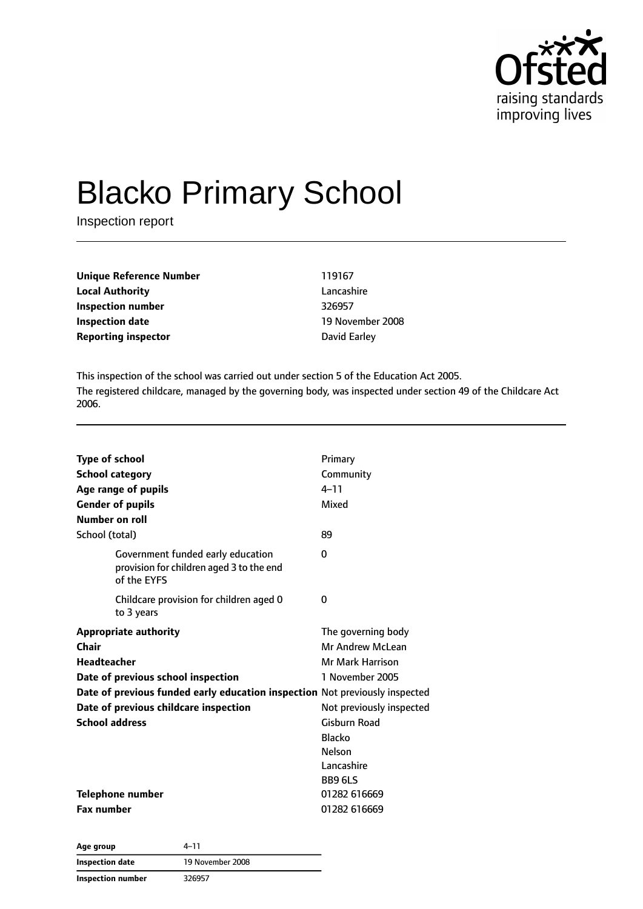# Blacko Primary School

Inspection report

| | |
|---|---|
| **Unique Reference Number** | 119167 |
| **Local Authority** | Lancashire |
| **Inspection number** | 326957 |
| **Inspection date** | 19 November 2008 |
| **Reporting inspector** | David Earley |

This inspection of the school was carried out under section 5 of the Education Act 2005.

The registered childcare, managed by the governing body, was inspected under section 49 of the Childcare Act 2006.

| | |
|---|---|
| **Type of school** | Primary |
| **School category** | Community |
| **Age range of pupils** | 4–11 |
| **Gender of pupils** | Mixed |
| **Number on roll** | |
| School (total) | 89 |
| Government funded early education provision for children aged 3 to the end of the EYFS | 0 |
| Childcare provision for children aged 0 to 3 years | 0 |
| **Appropriate authority** | The governing body |
| **Chair** | Mr Andrew McLean |
| **Headteacher** | Mr Mark Harrison |
| **Date of previous school inspection** | 1 November 2005 |
| **Date of previous funded early education inspection** | Not previously inspected |
| **Date of previous childcare inspection** | Not previously inspected |
| **School address** | Gisburn Road<br>Blacko<br>Nelson<br>Lancashire<br>BB9 6LS |
| **Telephone number** | 01282 616669 |
| **Fax number** | 01282 616669 |

| | |
|---|---|
| **Age group** | 4–11 |
| **Inspection date** | 19 November 2008 |
| **Inspection number** | 326957 |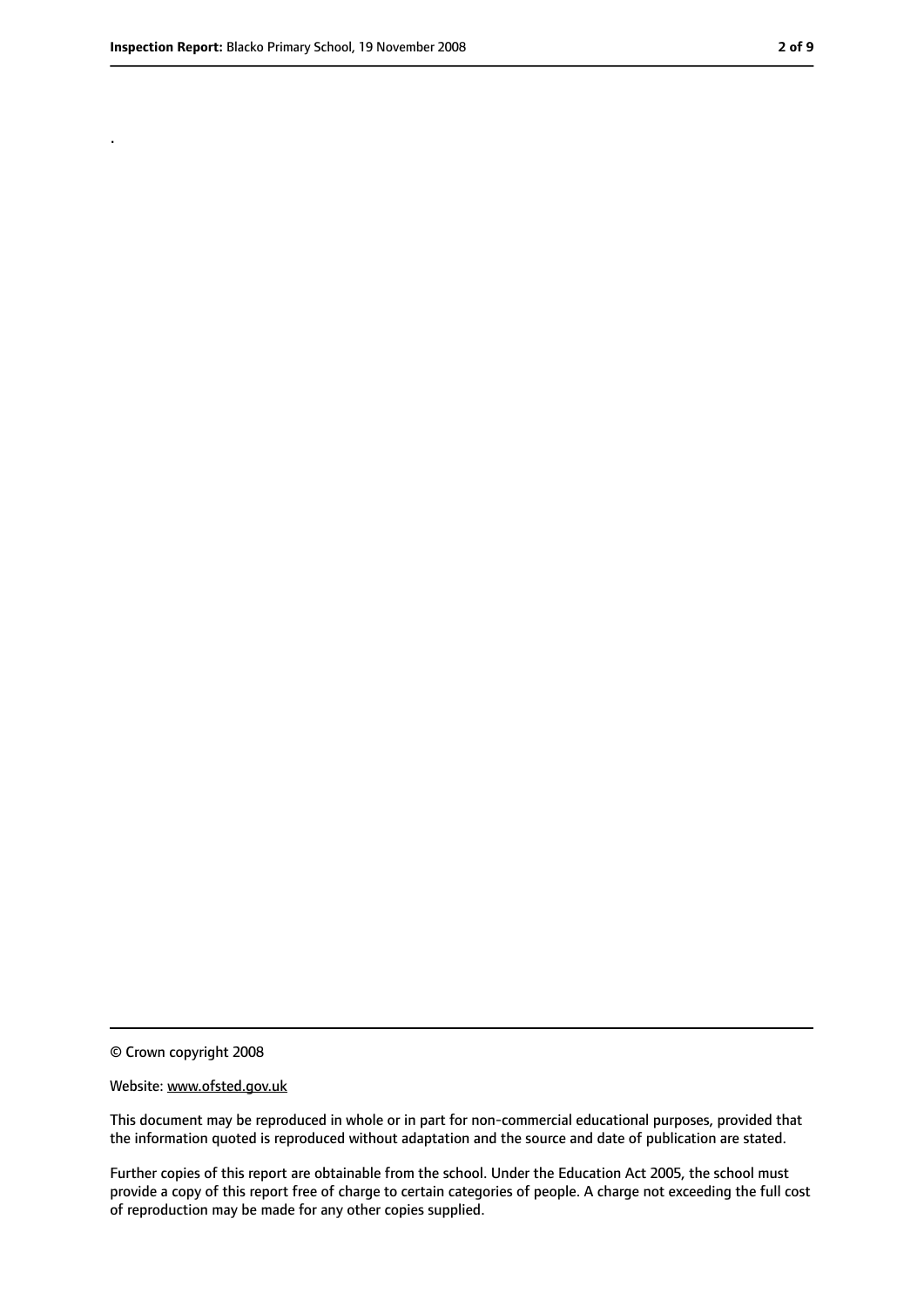.

© Crown copyright 2008

Website: www.ofsted.gov.uk

This document may be reproduced in whole or in part for non-commercial educational purposes, provided that the information quoted is reproduced without adaptation and the source and date of publication are stated.

Further copies of this report are obtainable from the school. Under the Education Act 2005, the school must provide a copy of this report free of charge to certain categories of people. A charge not exceeding the full cost of reproduction may be made for any other copies supplied.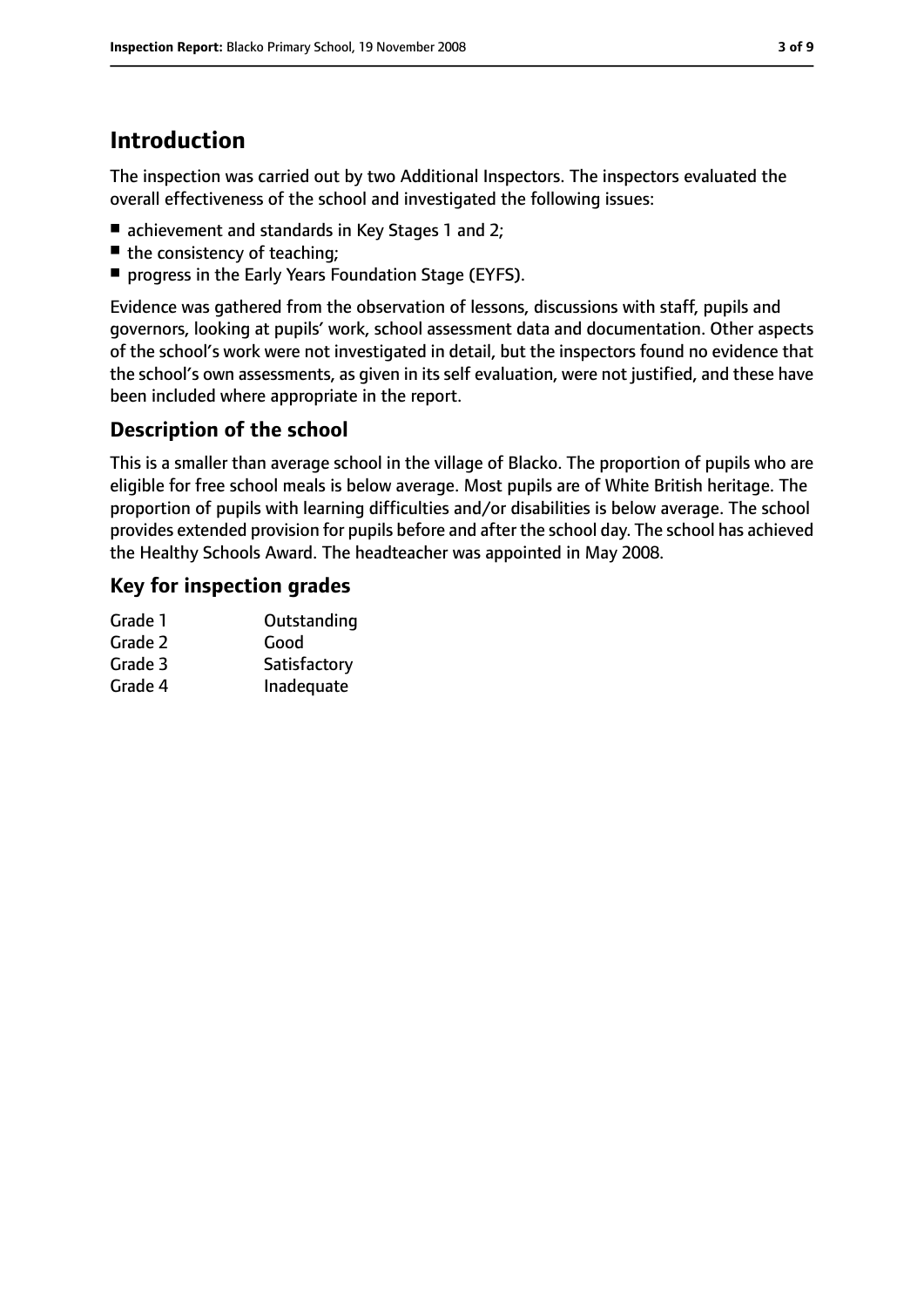# Introduction

The inspection was carried out by two Additional Inspectors. The inspectors evaluated the overall effectiveness of the school and investigated the following issues:

- achievement and standards in Key Stages 1 and 2;
- the consistency of teaching;
- progress in the Early Years Foundation Stage (EYFS).

Evidence was gathered from the observation of lessons, discussions with staff, pupils and governors, looking at pupils' work, school assessment data and documentation. Other aspects of the school's work were not investigated in detail, but the inspectors found no evidence that the school's own assessments, as given in its self evaluation, were not justified, and these have been included where appropriate in the report.

## Description of the school

This is a smaller than average school in the village of Blacko. The proportion of pupils who are eligible for free school meals is below average. Most pupils are of White British heritage. The proportion of pupils with learning difficulties and/or disabilities is below average. The school provides extended provision for pupils before and after the school day. The school has achieved the Healthy Schools Award. The headteacher was appointed in May 2008.

## Key for inspection grades

| | |
|---|---|
| Grade 1 | Outstanding |
| Grade 2 | Good |
| Grade 3 | Satisfactory |
| Grade 4 | Inadequate |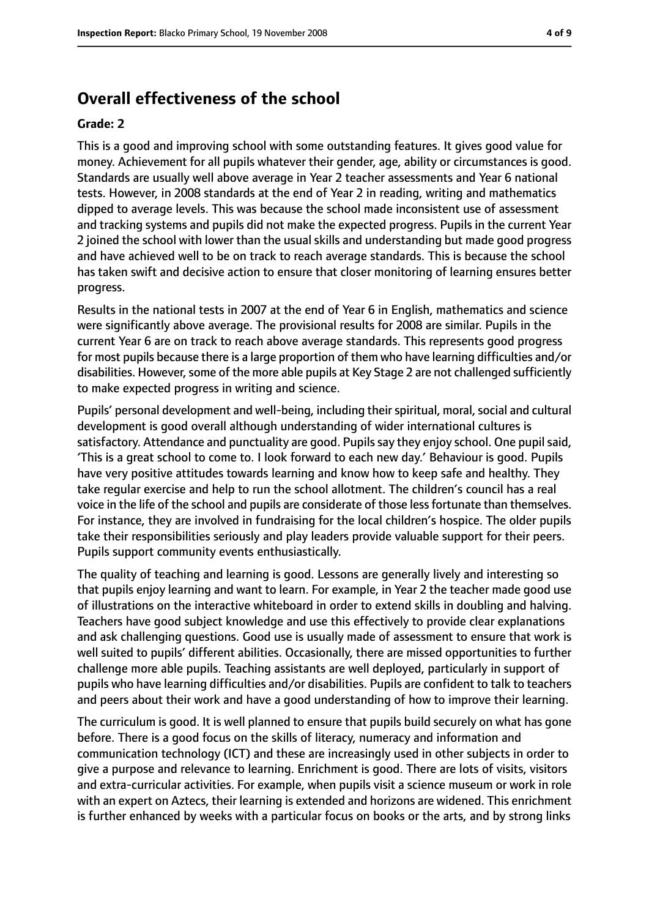## Overall effectiveness of the school

**Grade: 2**

This is a good and improving school with some outstanding features. It gives good value for money. Achievement for all pupils whatever their gender, age, ability or circumstances is good. Standards are usually well above average in Year 2 teacher assessments and Year 6 national tests. However, in 2008 standards at the end of Year 2 in reading, writing and mathematics dipped to average levels. This was because the school made inconsistent use of assessment and tracking systems and pupils did not make the expected progress. Pupils in the current Year 2 joined the school with lower than the usual skills and understanding but made good progress and have achieved well to be on track to reach average standards. This is because the school has taken swift and decisive action to ensure that closer monitoring of learning ensures better progress.

Results in the national tests in 2007 at the end of Year 6 in English, mathematics and science were significantly above average. The provisional results for 2008 are similar. Pupils in the current Year 6 are on track to reach above average standards. This represents good progress for most pupils because there is a large proportion of them who have learning difficulties and/or disabilities. However, some of the more able pupils at Key Stage 2 are not challenged sufficiently to make expected progress in writing and science.

Pupils' personal development and well-being, including their spiritual, moral, social and cultural development is good overall although understanding of wider international cultures is satisfactory. Attendance and punctuality are good. Pupils say they enjoy school. One pupil said, 'This is a great school to come to. I look forward to each new day.' Behaviour is good. Pupils have very positive attitudes towards learning and know how to keep safe and healthy. They take regular exercise and help to run the school allotment. The children's council has a real voice in the life of the school and pupils are considerate of those less fortunate than themselves. For instance, they are involved in fundraising for the local children's hospice. The older pupils take their responsibilities seriously and play leaders provide valuable support for their peers. Pupils support community events enthusiastically.

The quality of teaching and learning is good. Lessons are generally lively and interesting so that pupils enjoy learning and want to learn. For example, in Year 2 the teacher made good use of illustrations on the interactive whiteboard in order to extend skills in doubling and halving. Teachers have good subject knowledge and use this effectively to provide clear explanations and ask challenging questions. Good use is usually made of assessment to ensure that work is well suited to pupils' different abilities. Occasionally, there are missed opportunities to further challenge more able pupils. Teaching assistants are well deployed, particularly in support of pupils who have learning difficulties and/or disabilities. Pupils are confident to talk to teachers and peers about their work and have a good understanding of how to improve their learning.

The curriculum is good. It is well planned to ensure that pupils build securely on what has gone before. There is a good focus on the skills of literacy, numeracy and information and communication technology (ICT) and these are increasingly used in other subjects in order to give a purpose and relevance to learning. Enrichment is good. There are lots of visits, visitors and extra-curricular activities. For example, when pupils visit a science museum or work in role with an expert on Aztecs, their learning is extended and horizons are widened. This enrichment is further enhanced by weeks with a particular focus on books or the arts, and by strong links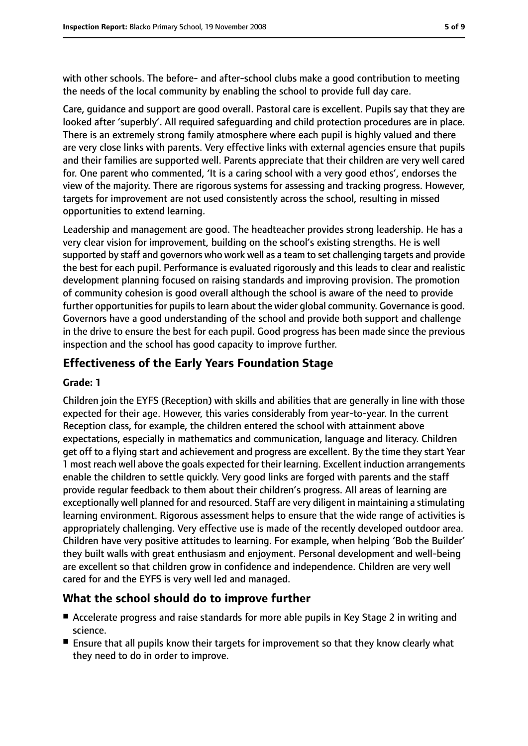with other schools. The before- and after-school clubs make a good contribution to meeting the needs of the local community by enabling the school to provide full day care.

Care, guidance and support are good overall. Pastoral care is excellent. Pupils say that they are looked after 'superbly'. All required safeguarding and child protection procedures are in place. There is an extremely strong family atmosphere where each pupil is highly valued and there are very close links with parents. Very effective links with external agencies ensure that pupils and their families are supported well. Parents appreciate that their children are very well cared for. One parent who commented, 'It is a caring school with a very good ethos', endorses the view of the majority. There are rigorous systems for assessing and tracking progress. However, targets for improvement are not used consistently across the school, resulting in missed opportunities to extend learning.

Leadership and management are good. The headteacher provides strong leadership. He has a very clear vision for improvement, building on the school's existing strengths. He is well supported by staff and governors who work well as a team to set challenging targets and provide the best for each pupil. Performance is evaluated rigorously and this leads to clear and realistic development planning focused on raising standards and improving provision. The promotion of community cohesion is good overall although the school is aware of the need to provide further opportunities for pupils to learn about the wider global community. Governance is good. Governors have a good understanding of the school and provide both support and challenge in the drive to ensure the best for each pupil. Good progress has been made since the previous inspection and the school has good capacity to improve further.

## Effectiveness of the Early Years Foundation Stage

**Grade: 1**

Children join the EYFS (Reception) with skills and abilities that are generally in line with those expected for their age. However, this varies considerably from year-to-year. In the current Reception class, for example, the children entered the school with attainment above expectations, especially in mathematics and communication, language and literacy. Children get off to a flying start and achievement and progress are excellent. By the time they start Year 1 most reach well above the goals expected for their learning. Excellent induction arrangements enable the children to settle quickly. Very good links are forged with parents and the staff provide regular feedback to them about their children's progress. All areas of learning are exceptionally well planned for and resourced. Staff are very diligent in maintaining a stimulating learning environment. Rigorous assessment helps to ensure that the wide range of activities is appropriately challenging. Very effective use is made of the recently developed outdoor area. Children have very positive attitudes to learning. For example, when helping 'Bob the Builder' they built walls with great enthusiasm and enjoyment. Personal development and well-being are excellent so that children grow in confidence and independence. Children are very well cared for and the EYFS is very well led and managed.

## What the school should do to improve further

- Accelerate progress and raise standards for more able pupils in Key Stage 2 in writing and science.
- Ensure that all pupils know their targets for improvement so that they know clearly what they need to do in order to improve.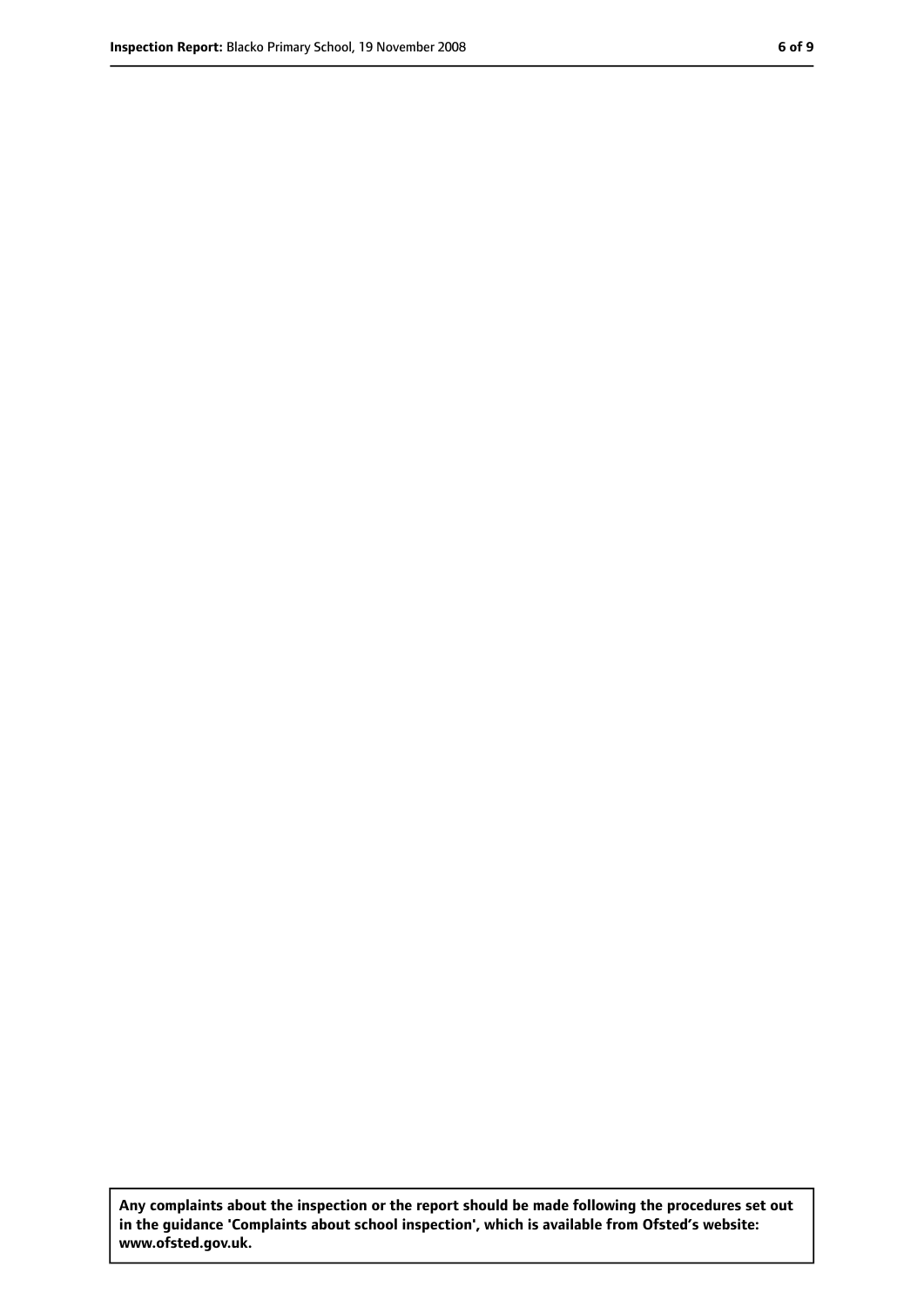**Any complaints about the inspection or the report should be made following the procedures set out in the guidance 'Complaints about school inspection', which is available from Ofsted's website: www.ofsted.gov.uk.**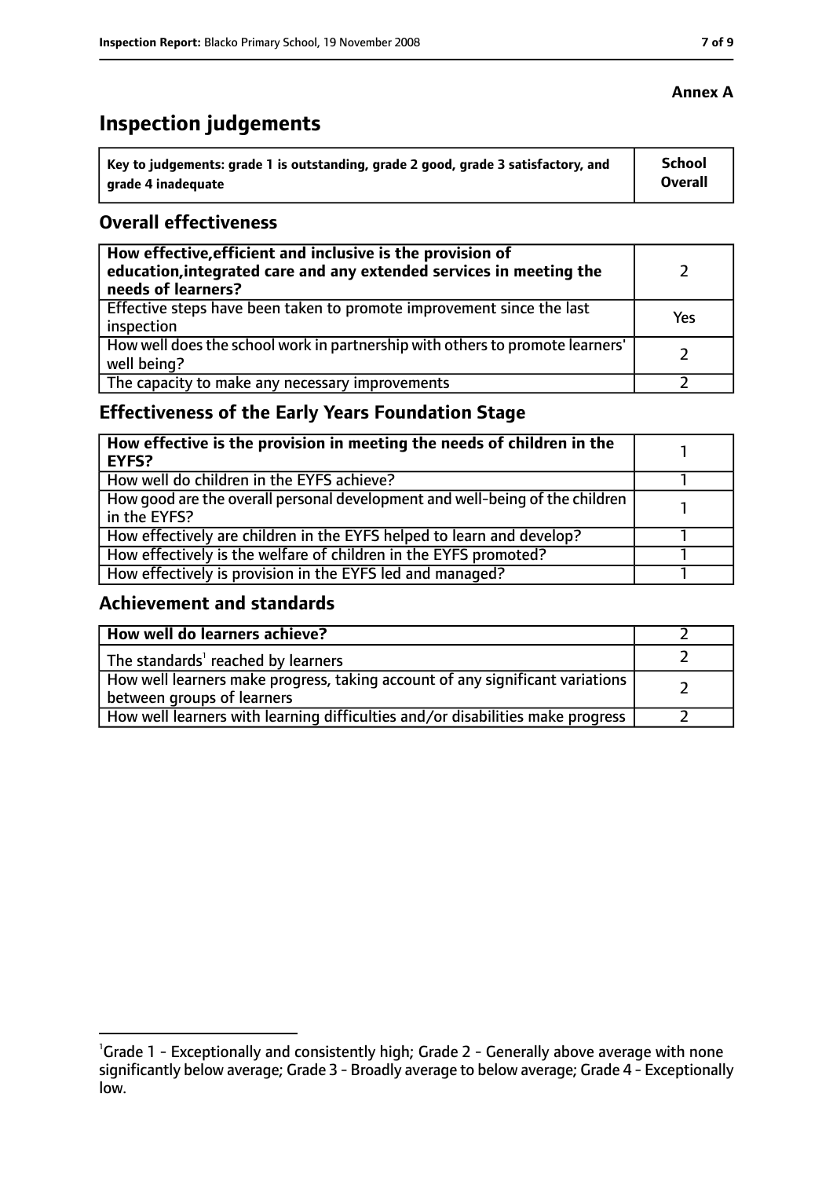**Annex A**

# Inspection judgements

| Key to judgements: grade 1 is outstanding, grade 2 good, grade 3 satisfactory, and grade 4 inadequate | School Overall |
|---|---|

## Overall effectiveness

| | |
|---|---|
| **How effective, efficient and inclusive is the provision of education, integrated care and any extended services in meeting the needs of learners?** | 2 |
| Effective steps have been taken to promote improvement since the last inspection | Yes |
| How well does the school work in partnership with others to promote learners' well being? | 2 |
| The capacity to make any necessary improvements | 2 |

## Effectiveness of the Early Years Foundation Stage

| | |
|---|---|
| **How effective is the provision in meeting the needs of children in the EYFS?** | 1 |
| How well do children in the EYFS achieve? | 1 |
| How good are the overall personal development and well-being of the children in the EYFS? | 1 |
| How effectively are children in the EYFS helped to learn and develop? | 1 |
| How effectively is the welfare of children in the EYFS promoted? | 1 |
| How effectively is provision in the EYFS led and managed? | 1 |

## Achievement and standards

| | |
|---|---|
| **How well do learners achieve?** | 2 |
| The standards[1] reached by learners | 2 |
| How well learners make progress, taking account of any significant variations between groups of learners | 2 |
| How well learners with learning difficulties and/or disabilities make progress | 2 |

[1] Grade 1 - Exceptionally and consistently high; Grade 2 - Generally above average with none significantly below average; Grade 3 - Broadly average to below average; Grade 4 - Exceptionally low.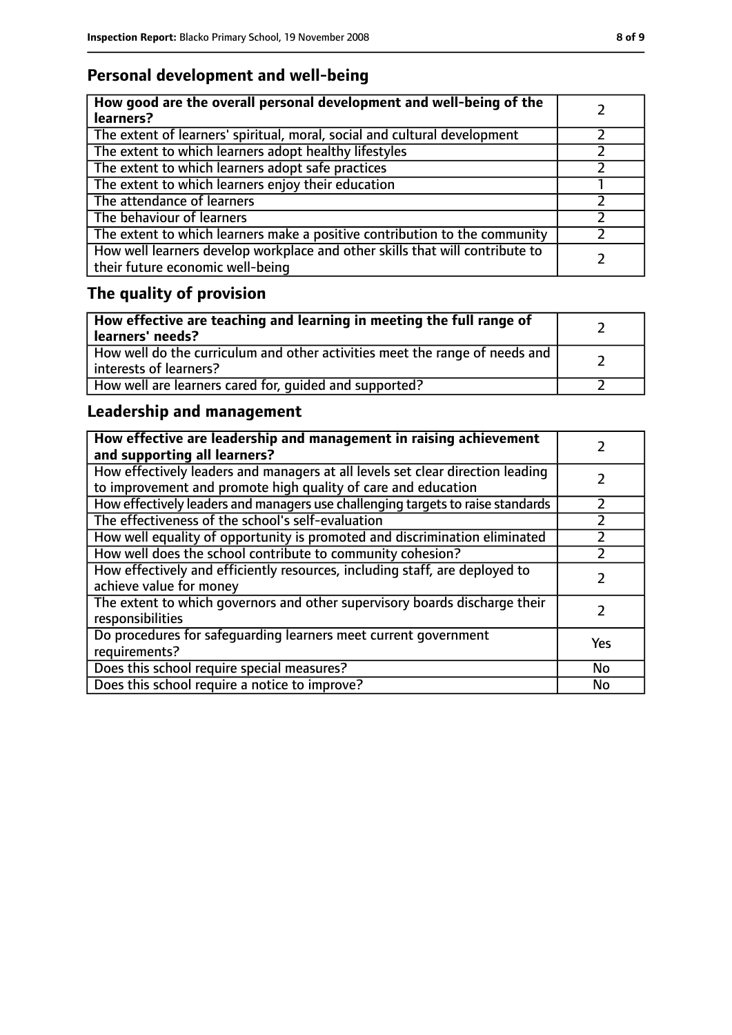## Personal development and well-being

| How good are the overall personal development and well-being of the learners? | 2 |
|---|---|
| The extent of learners' spiritual, moral, social and cultural development | 2 |
| The extent to which learners adopt healthy lifestyles | 2 |
| The extent to which learners adopt safe practices | 2 |
| The extent to which learners enjoy their education | 1 |
| The attendance of learners | 2 |
| The behaviour of learners | 2 |
| The extent to which learners make a positive contribution to the community | 2 |
| How well learners develop workplace and other skills that will contribute to their future economic well-being | 2 |

## The quality of provision

| How effective are teaching and learning in meeting the full range of learners' needs? | 2 |
|---|---|
| How well do the curriculum and other activities meet the range of needs and interests of learners? | 2 |
| How well are learners cared for, guided and supported? | 2 |

## Leadership and management

| How effective are leadership and management in raising achievement and supporting all learners? | 2 |
|---|---|
| How effectively leaders and managers at all levels set clear direction leading to improvement and promote high quality of care and education | 2 |
| How effectively leaders and managers use challenging targets to raise standards | 2 |
| The effectiveness of the school's self-evaluation | 2 |
| How well equality of opportunity is promoted and discrimination eliminated | 2 |
| How well does the school contribute to community cohesion? | 2 |
| How effectively and efficiently resources, including staff, are deployed to achieve value for money | 2 |
| The extent to which governors and other supervisory boards discharge their responsibilities | 2 |
| Do procedures for safeguarding learners meet current government requirements? | Yes |
| Does this school require special measures? | No |
| Does this school require a notice to improve? | No |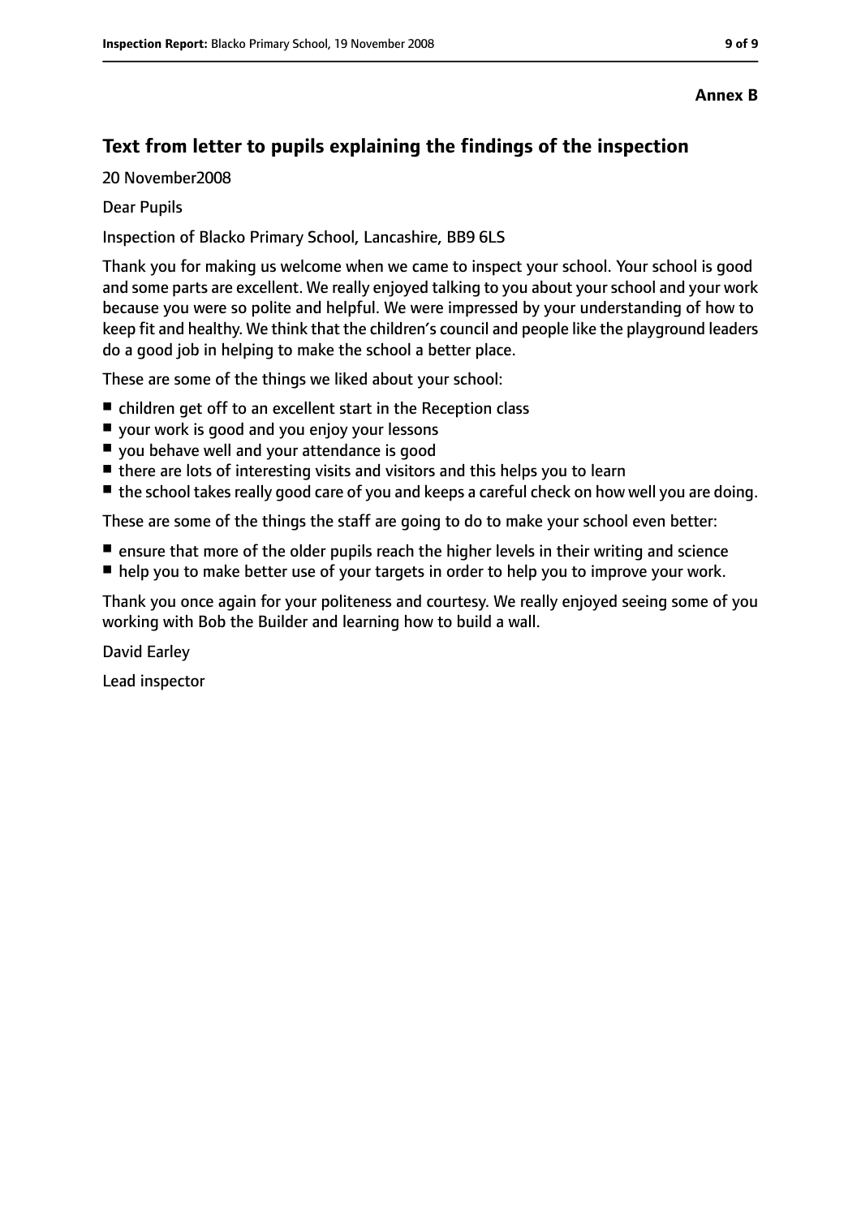**Annex B**

## Text from letter to pupils explaining the findings of the inspection

20 November2008

Dear Pupils

Inspection of Blacko Primary School, Lancashire, BB9 6LS

Thank you for making us welcome when we came to inspect your school. Your school is good and some parts are excellent. We really enjoyed talking to you about your school and your work because you were so polite and helpful. We were impressed by your understanding of how to keep fit and healthy. We think that the children's council and people like the playground leaders do a good job in helping to make the school a better place.

These are some of the things we liked about your school:

- children get off to an excellent start in the Reception class
- your work is good and you enjoy your lessons
- you behave well and your attendance is good
- there are lots of interesting visits and visitors and this helps you to learn
- the school takes really good care of you and keeps a careful check on how well you are doing.

These are some of the things the staff are going to do to make your school even better:

- ensure that more of the older pupils reach the higher levels in their writing and science
- help you to make better use of your targets in order to help you to improve your work.

Thank you once again for your politeness and courtesy. We really enjoyed seeing some of you working with Bob the Builder and learning how to build a wall.

David Earley

Lead inspector